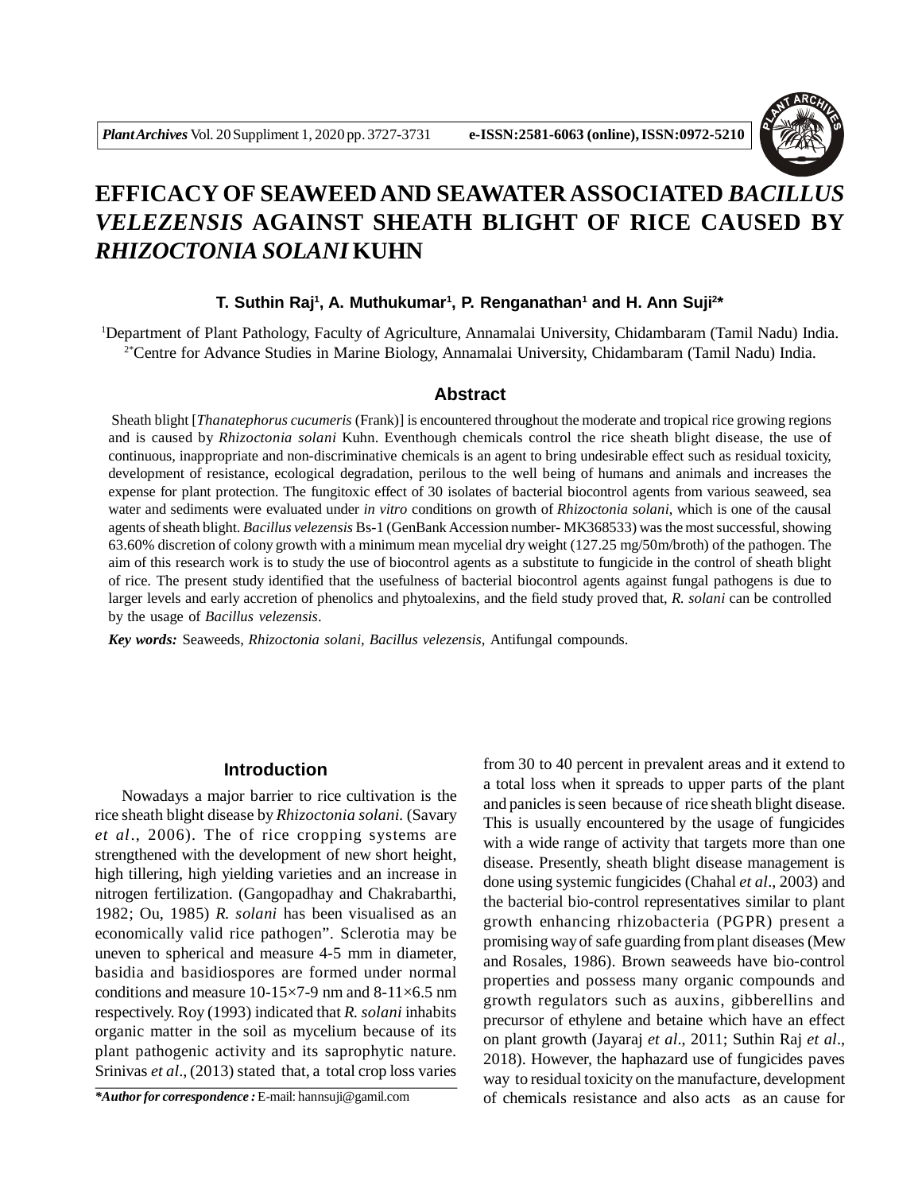# EFFICACY OF SEAWEED AND SEAWATER ASSOCIATED *BACILLUS VELEZENSIS* AGAINST SHEATH BLIGHT OF RICE CAUSED BY *RHIZOCTONIA SOLANI* KUHN

**T. Suthin Raj[1], A. Muthukumar[1], P. Renganathan[1] and H. Ann Suji[2]\***

[1]Department of Plant Pathology, Faculty of Agriculture, Annamalai University, Chidambaram (Tamil Nadu) India.
[2\*]Centre for Advance Studies in Marine Biology, Annamalai University, Chidambaram (Tamil Nadu) India.

## Abstract

Sheath blight [*Thanatephorus cucumeris* (Frank)] is encountered throughout the moderate and tropical rice growing regions and is caused by *Rhizoctonia solani* Kuhn. Eventhough chemicals control the rice sheath blight disease, the use of continuous, inappropriate and non-discriminative chemicals is an agent to bring undesirable effect such as residual toxicity, development of resistance, ecological degradation, perilous to the well being of humans and animals and increases the expense for plant protection. The fungitoxic effect of 30 isolates of bacterial biocontrol agents from various seaweed, sea water and sediments were evaluated under *in vitro* conditions on growth of *Rhizoctonia solani*, which is one of the causal agents of sheath blight. *Bacillus velezensis* Bs-1 (GenBank Accession number- MK368533) was the most successful, showing 63.60% discretion of colony growth with a minimum mean mycelial dry weight (127.25 mg/50m/broth) of the pathogen. The aim of this research work is to study the use of biocontrol agents as a substitute to fungicide in the control of sheath blight of rice. The present study identified that the usefulness of bacterial biocontrol agents against fungal pathogens is due to larger levels and early accretion of phenolics and phytoalexins, and the field study proved that, *R. solani* can be controlled by the usage of *Bacillus velezensis*.

***Key words:*** Seaweeds, *Rhizoctonia solani, Bacillus velezensis,* Antifungal compounds.

## Introduction

Nowadays a major barrier to rice cultivation is the rice sheath blight disease by *Rhizoctonia solani.* (Savary *et al*., 2006). The of rice cropping systems are strengthened with the development of new short height, high tillering, high yielding varieties and an increase in nitrogen fertilization. (Gangopadhay and Chakrabarthi, 1982; Ou, 1985) *R. solani* has been visualised as an economically valid rice pathogen". Sclerotia may be uneven to spherical and measure 4-5 mm in diameter, basidia and basidiospores are formed under normal conditions and measure 10-15×7-9 nm and 8-11×6.5 nm respectively. Roy (1993) indicated that *R. solani* inhabits organic matter in the soil as mycelium because of its plant pathogenic activity and its saprophytic nature. Srinivas *et al*., (2013) stated that, a total crop loss varies from 30 to 40 percent in prevalent areas and it extend to a total loss when it spreads to upper parts of the plant and panicles is seen because of rice sheath blight disease. This is usually encountered by the usage of fungicides with a wide range of activity that targets more than one disease. Presently, sheath blight disease management is done using systemic fungicides (Chahal *et al*., 2003) and the bacterial bio-control representatives similar to plant growth enhancing rhizobacteria (PGPR) present a promising way of safe guarding from plant diseases (Mew and Rosales, 1986). Brown seaweeds have bio-control properties and possess many organic compounds and growth regulators such as auxins, gibberellins and precursor of ethylene and betaine which have an effect on plant growth (Jayaraj *et al*., 2011; Suthin Raj *et al*., 2018). However, the haphazard use of fungicides paves way to residual toxicity on the manufacture, development of chemicals resistance and also acts as an cause for

***\*Author for correspondence :*** E-mail: hannsuji@gamil.com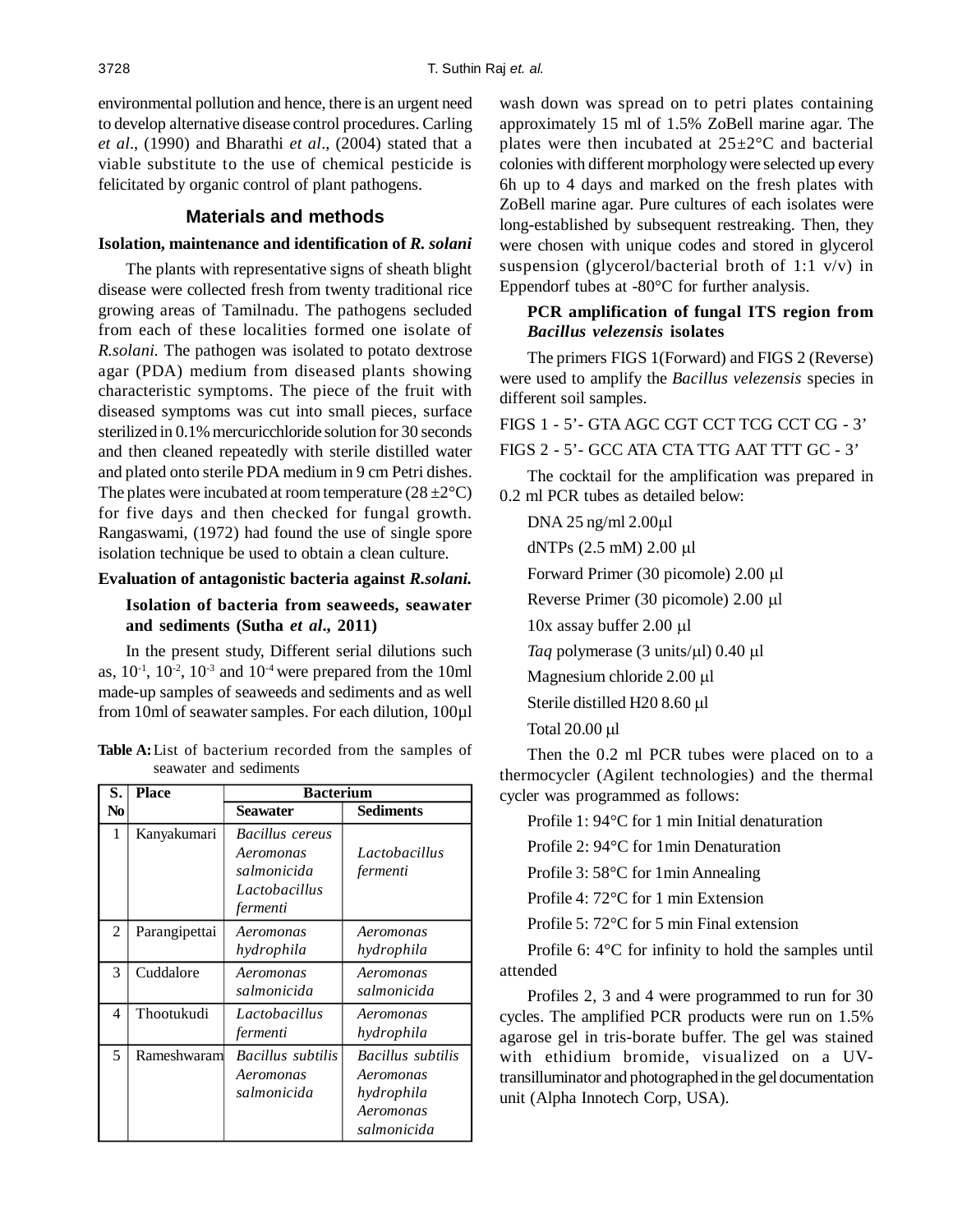environmental pollution and hence, there is an urgent need to develop alternative disease control procedures. Carling *et al*., (1990) and Bharathi *et al*., (2004) stated that a viable substitute to the use of chemical pesticide is felicitated by organic control of plant pathogens.

## Materials and methods

### Isolation, maintenance and identification of *R. solani*

The plants with representative signs of sheath blight disease were collected fresh from twenty traditional rice growing areas of Tamilnadu. The pathogens secluded from each of these localities formed one isolate of *R.solani.* The pathogen was isolated to potato dextrose agar (PDA) medium from diseased plants showing characteristic symptoms. The piece of the fruit with diseased symptoms was cut into small pieces, surface sterilized in 0.1% mercuricchloride solution for 30 seconds and then cleaned repeatedly with sterile distilled water and plated onto sterile PDA medium in 9 cm Petri dishes. The plates were incubated at room temperature (28 ±2°C) for five days and then checked for fungal growth. Rangaswami, (1972) had found the use of single spore isolation technique be used to obtain a clean culture.

### Evaluation of antagonistic bacteria against *R.solani.*

#### Isolation of bacteria from seaweeds, seawater and sediments (Sutha *et al*., 2011)

In the present study, Different serial dilutions such as, $10^{-1}$, $10^{-2}$, $10^{-3}$ and $10^{-4}$ were prepared from the 10ml made-up samples of seaweeds and sediments and as well from 10ml of seawater samples. For each dilution, 100µl wash down was spread on to petri plates containing approximately 15 ml of 1.5% ZoBell marine agar. The plates were then incubated at 25±2°C and bacterial colonies with different morphology were selected up every 6h up to 4 days and marked on the fresh plates with ZoBell marine agar. Pure cultures of each isolates were long-established by subsequent restreaking. Then, they were chosen with unique codes and stored in glycerol suspension (glycerol/bacterial broth of 1:1 v/v) in Eppendorf tubes at -80°C for further analysis.

**Table A:** List of bacterium recorded from the samples of seawater and sediments

| S. No | Place | Bacterium | |
|---|---|---|---|
| | | Seawater | Sediments |
| 1 | Kanyakumari | *Bacillus cereus Aeromonas salmonicida Lactobacillus fermenti* | *Lactobacillus fermenti* |
| 2 | Parangipettai | *Aeromonas hydrophila* | *Aeromonas hydrophila* |
| 3 | Cuddalore | *Aeromonas salmonicida* | *Aeromonas salmonicida* |
| 4 | Thootukudi | *Lactobacillus fermenti* | *Aeromonas hydrophila* |
| 5 | Rameshwaram | *Bacillus subtilis Aeromonas salmonicida* | *Bacillus subtilis Aeromonas hydrophila Aeromonas salmonicida* |

#### PCR amplification of fungal ITS region from *Bacillus velezensis* isolates

The primers FIGS 1(Forward) and FIGS 2 (Reverse) were used to amplify the *Bacillus velezensis* species in different soil samples.

FIGS 1 - 5'- GTA AGC CGT CCT TCG CCT CG - 3'

FIGS 2 - 5'- GCC ATA CTA TTG AAT TTT GC - 3'

The cocktail for the amplification was prepared in 0.2 ml PCR tubes as detailed below:

DNA 25 ng/ml 2.00µl

dNTPs (2.5 mM) 2.00 µl

Forward Primer (30 picomole) 2.00 µl

Reverse Primer (30 picomole) 2.00 µl

10x assay buffer 2.00 µl

*Taq* polymerase (3 units/µl) 0.40 µl

Magnesium chloride 2.00 µl

Sterile distilled H20 8.60 µl

Total 20.00 µl

Then the 0.2 ml PCR tubes were placed on to a thermocycler (Agilent technologies) and the thermal cycler was programmed as follows:

Profile 1: 94°C for 1 min Initial denaturation

Profile 2: 94°C for 1min Denaturation

Profile 3: 58°C for 1min Annealing

Profile 4: 72°C for 1 min Extension

Profile 5: 72°C for 5 min Final extension

Profile 6: 4°C for infinity to hold the samples until attended

Profiles 2, 3 and 4 were programmed to run for 30 cycles. The amplified PCR products were run on 1.5% agarose gel in tris-borate buffer. The gel was stained with ethidium bromide, visualized on a UV-transilluminator and photographed in the gel documentation unit (Alpha Innotech Corp, USA).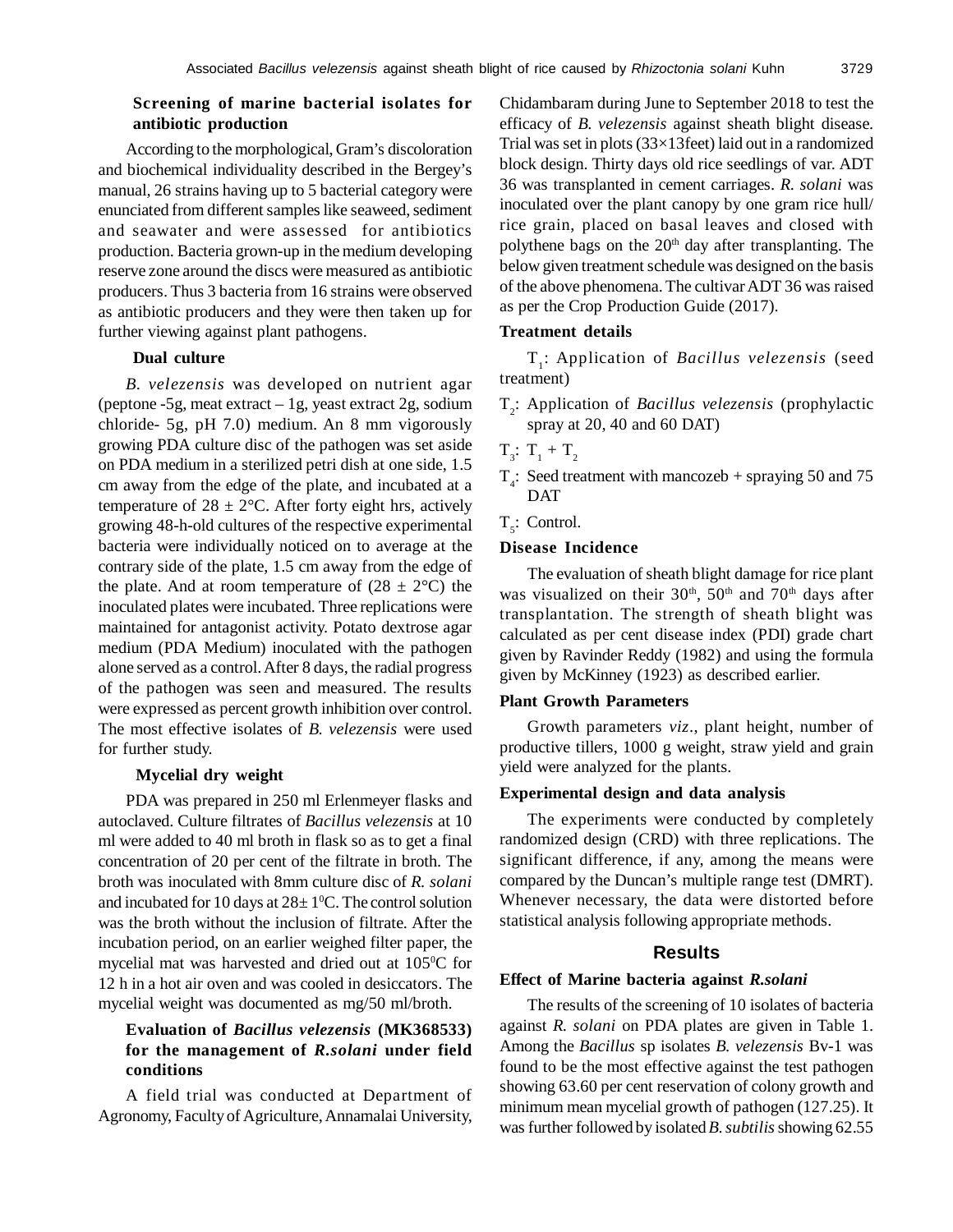### Screening of marine bacterial isolates for antibiotic production

According to the morphological, Gram's discoloration and biochemical individuality described in the Bergey's manual, 26 strains having up to 5 bacterial category were enunciated from different samples like seaweed, sediment and seawater and were assessed for antibiotics production. Bacteria grown-up in the medium developing reserve zone around the discs were measured as antibiotic producers. Thus 3 bacteria from 16 strains were observed as antibiotic producers and they were then taken up for further viewing against plant pathogens.

### Dual culture

*B. velezensis* was developed on nutrient agar (peptone -5g, meat extract – 1g, yeast extract 2g, sodium chloride- 5g, pH 7.0) medium. An 8 mm vigorously growing PDA culture disc of the pathogen was set aside on PDA medium in a sterilized petri dish at one side, 1.5 cm away from the edge of the plate, and incubated at a temperature of 28 ± 2°C. After forty eight hrs, actively growing 48-h-old cultures of the respective experimental bacteria were individually noticed on to average at the contrary side of the plate, 1.5 cm away from the edge of the plate. And at room temperature of (28 ± 2°C) the inoculated plates were incubated. Three replications were maintained for antagonist activity. Potato dextrose agar medium (PDA Medium) inoculated with the pathogen alone served as a control. After 8 days, the radial progress of the pathogen was seen and measured. The results were expressed as percent growth inhibition over control. The most effective isolates of *B. velezensis* were used for further study.

### Mycelial dry weight

PDA was prepared in 250 ml Erlenmeyer flasks and autoclaved. Culture filtrates of *Bacillus velezensis* at 10 ml were added to 40 ml broth in flask so as to get a final concentration of 20 per cent of the filtrate in broth. The broth was inoculated with 8mm culture disc of *R. solani* and incubated for 10 days at 28± $1^0$C. The control solution was the broth without the inclusion of filtrate. After the incubation period, on an earlier weighed filter paper, the mycelial mat was harvested and dried out at $105^0$C for 12 h in a hot air oven and was cooled in desiccators. The mycelial weight was documented as mg/50 ml/broth.

### Evaluation of *Bacillus velezensis* (MK368533) for the management of *R.solani* under field conditions

A field trial was conducted at Department of Agronomy, Faculty of Agriculture, Annamalai University, Chidambaram during June to September 2018 to test the efficacy of *B. velezensis* against sheath blight disease. Trial was set in plots (33×13feet) laid out in a randomized block design. Thirty days old rice seedlings of var. ADT 36 was transplanted in cement carriages. *R. solani* was inoculated over the plant canopy by one gram rice hull/rice grain, placed on basal leaves and closed with polythene bags on the 20th day after transplanting. The below given treatment schedule was designed on the basis of the above phenomena. The cultivar ADT 36 was raised as per the Crop Production Guide (2017).

### Treatment details

$T_1$: Application of *Bacillus velezensis* (seed treatment)

$T_2$: Application of *Bacillus velezensis* (prophylactic spray at 20, 40 and 60 DAT)

$T_3$: $T_1$ + $T_2$

$T_4$: Seed treatment with mancozeb + spraying 50 and 75 DAT

$T_5$: Control.

### Disease Incidence

The evaluation of sheath blight damage for rice plant was visualized on their 30th, 50th and 70th days after transplantation. The strength of sheath blight was calculated as per cent disease index (PDI) grade chart given by Ravinder Reddy (1982) and using the formula given by McKinney (1923) as described earlier.

### Plant Growth Parameters

Growth parameters *viz*., plant height, number of productive tillers, 1000 g weight, straw yield and grain yield were analyzed for the plants.

### Experimental design and data analysis

The experiments were conducted by completely randomized design (CRD) with three replications. The significant difference, if any, among the means were compared by the Duncan's multiple range test (DMRT). Whenever necessary, the data were distorted before statistical analysis following appropriate methods.

## Results

### Effect of Marine bacteria against *R.solani*

The results of the screening of 10 isolates of bacteria against *R. solani* on PDA plates are given in Table 1. Among the *Bacillus* sp isolates *B. velezensis* Bv-1 was found to be the most effective against the test pathogen showing 63.60 per cent reservation of colony growth and minimum mean mycelial growth of pathogen (127.25). It was further followed by isolated *B. subtilis* showing 62.55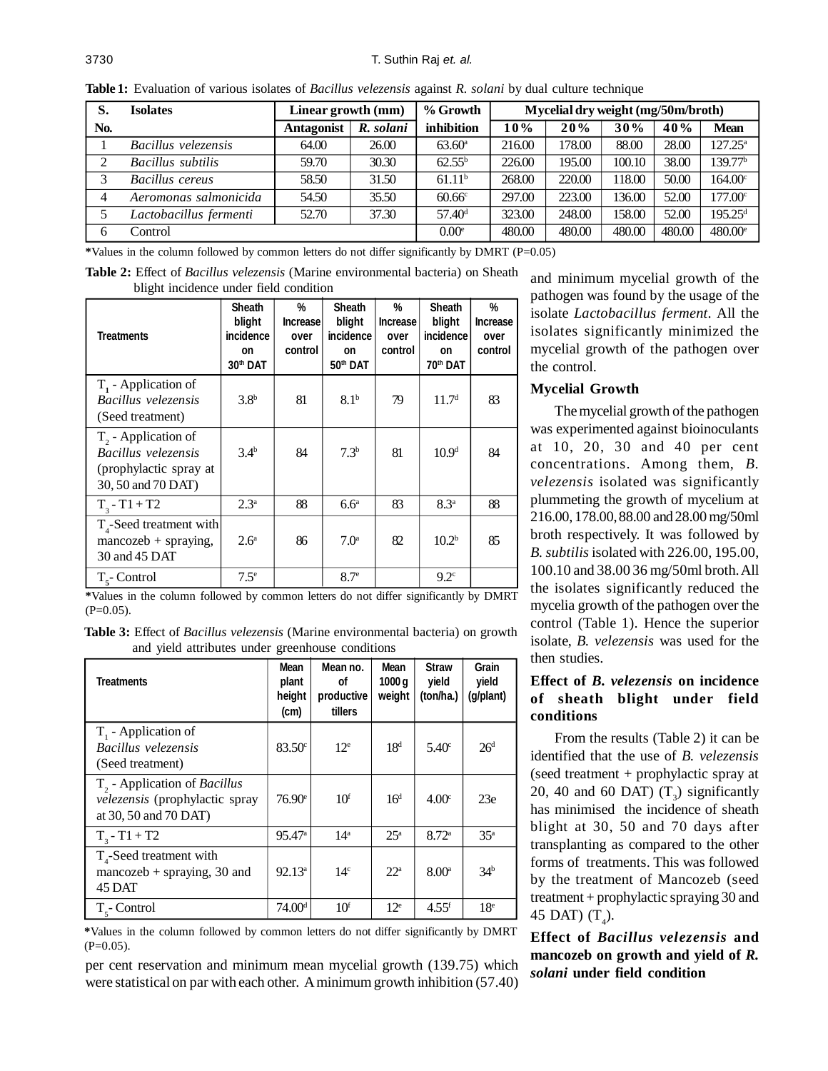**Table 1:** Evaluation of various isolates of *Bacillus velezensis* against *R. solani* by dual culture technique

| S. No. | Isolates | Linear growth (mm) | | % Growth inhibition | Mycelial dry weight (mg/50m/broth) | | | | |
|---|---|---|---|---|---|---|---|---|---|
| | | Antagonist | *R. solani* | | 10% | 20% | 30% | 40% | Mean |
| 1 | *Bacillus velezensis* | 64.00 | 26.00 | 63.60[a] | 216.00 | 178.00 | 88.00 | 28.00 | 127.25[a] |
| 2 | *Bacillus subtilis* | 59.70 | 30.30 | 62.55[b] | 226.00 | 195.00 | 100.10 | 38.00 | 139.77[b] |
| 3 | *Bacillus cereus* | 58.50 | 31.50 | 61.11[b] | 268.00 | 220.00 | 118.00 | 50.00 | 164.00[c] |
| 4 | *Aeromonas salmonicida* | 54.50 | 35.50 | 60.66[c] | 297.00 | 223.00 | 136.00 | 52.00 | 177.00[c] |
| 5 | *Lactobacillus fermenti* | 52.70 | 37.30 | 57.40[d] | 323.00 | 248.00 | 158.00 | 52.00 | 195.25[d] |
| 6 | Control | | | 0.00[e] | 480.00 | 480.00 | 480.00 | 480.00 | 480.00[e] |

***Values in the column followed by common letters do not differ significantly by DMRT (P=0.05)

**Table 2:** Effect of *Bacillus velezensis* (Marine environmental bacteria) on Sheath blight incidence under field condition

| Treatments | Sheath blight incidence on 30[th] DAT | % Increase over control | Sheath blight incidence on 50[th] DAT | % Increase over control | Sheath blight incidence on 70[th] DAT | % Increase over control |
|---|---|---|---|---|---|---|
| $T_1$ - Application of *Bacillus velezensis* (Seed treatment) | 3.8[b] | 81 | 8.1[b] | 79 | 11.7[d] | 83 |
| $T_2$ - Application of *Bacillus velezensis* (prophylactic spray at 30, 50 and 70 DAT) | 3.4[b] | 84 | 7.3[b] | 81 | 10.9[d] | 84 |
| $T_3$ - T1 + T2 | 2.3[a] | 88 | 6.6[a] | 83 | 8.3[a] | 88 |
| $T_4$-Seed treatment with mancozeb + spraying, 30 and 45 DAT | 2.6[a] | 86 | 7.0[a] | 82 | 10.2[b] | 85 |
| $T_5$- Control | 7.5[e] | | 8.7[e] | | 9.2[c] | |

***Values in the column followed by common letters do not differ significantly by DMRT (P=0.05).

**Table 3:** Effect of *Bacillus velezensis* (Marine environmental bacteria) on growth and yield attributes under greenhouse conditions

| Treatments | Mean plant height (cm) | Mean no. of productive tillers | Mean 1000 g weight | Straw yield (ton/ha.) | Grain yield (g/plant) |
|---|---|---|---|---|---|
| $T_1$ - Application of *Bacillus velezensis* (Seed treatment) | 83.50[c] | 12[e] | 18[d] | 5.40[c] | 26[d] |
| $T_2$ - Application of *Bacillus velezensis* (prophylactic spray at 30, 50 and 70 DAT) | 76.90[e] | 10[f] | 16[d] | 4.00[c] | 23e |
| $T_3$ - T1 + T2 | 95.47[a] | 14[a] | 25[a] | 8.72[a] | 35[a] |
| $T_4$-Seed treatment with mancozeb + spraying, 30 and 45 DAT | 92.13[a] | 14[c] | 22[a] | 8.00[a] | 34[b] |
| $T_5$- Control | 74.00[d] | 10[f] | 12[e] | 4.55[f] | 18[e] |

***Values in the column followed by common letters do not differ significantly by DMRT (P=0.05).

per cent reservation and minimum mean mycelial growth (139.75) which were statistical on par with each other. A minimum growth inhibition (57.40) and minimum mycelial growth of the pathogen was found by the usage of the isolate *Lactobacillus ferment*. All the isolates significantly minimized the mycelial growth of the pathogen over the control.

### Mycelial Growth

The mycelial growth of the pathogen was experimented against bioinoculants at 10, 20, 30 and 40 per cent concentrations. Among them, *B. velezensis* isolated was significantly plummeting the growth of mycelium at 216.00, 178.00, 88.00 and 28.00 mg/50ml broth respectively. It was followed by *B. subtilis* isolated with 226.00, 195.00, 100.10 and 38.00 36 mg/50ml broth. All the isolates significantly reduced the mycelia growth of the pathogen over the control (Table 1). Hence the superior isolate, *B. velezensis* was used for the then studies.

### Effect of *B. velezensis* on incidence of sheath blight under field conditions

From the results (Table 2) it can be identified that the use of *B. velezensis* (seed treatment + prophylactic spray at 20, 40 and 60 DAT) ($T_3$) significantly has minimised the incidence of sheath blight at 30, 50 and 70 days after transplanting as compared to the other forms of treatments. This was followed by the treatment of Mancozeb (seed treatment + prophylactic spraying 30 and 45 DAT) ($T_4$).

### Effect of *Bacillus velezensis* and mancozeb on growth and yield of *R. solani* under field condition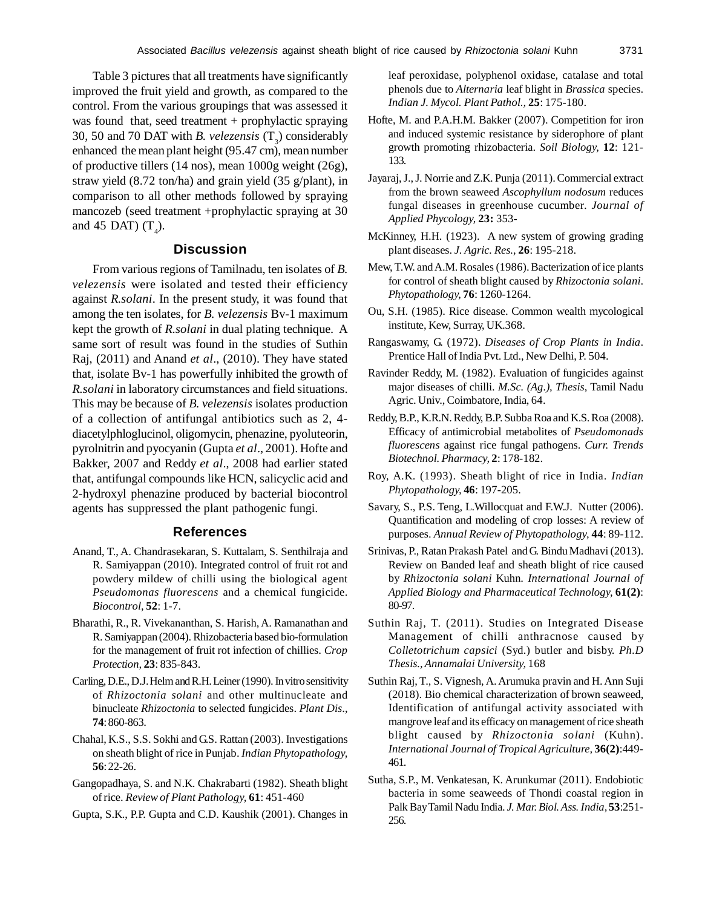Table 3 pictures that all treatments have significantly improved the fruit yield and growth, as compared to the control. From the various groupings that was assessed it was found that, seed treatment + prophylactic spraying 30, 50 and 70 DAT with *B. velezensis* ($T_3$) considerably enhanced the mean plant height (95.47 cm), mean number of productive tillers (14 nos), mean 1000g weight (26g), straw yield (8.72 ton/ha) and grain yield (35 g/plant), in comparison to all other methods followed by spraying mancozeb (seed treatment +prophylactic spraying at 30 and 45 DAT) ($T_4$).

## Discussion

From various regions of Tamilnadu, ten isolates of *B. velezensis* were isolated and tested their efficiency against *R.solani*. In the present study, it was found that among the ten isolates, for *B. velezensis* Bv-1 maximum kept the growth of *R.solani* in dual plating technique. A same sort of result was found in the studies of Suthin Raj, (2011) and Anand *et al*., (2010). They have stated that, isolate Bv-1 has powerfully inhibited the growth of *R.solani* in laboratory circumstances and field situations. This may be because of *B. velezensis* isolates production of a collection of antifungal antibiotics such as 2, 4-diacetylphloglucinol, oligomycin, phenazine, pyoluteorin, pyrolnitrin and pyocyanin (Gupta *et al*., 2001). Hofte and Bakker, 2007 and Reddy *et al*., 2008 had earlier stated that, antifungal compounds like HCN, salicyclic acid and 2-hydroxyl phenazine produced by bacterial biocontrol agents has suppressed the plant pathogenic fungi.

## References

Anand, T., A. Chandrasekaran, S. Kuttalam, S. Senthilraja and R. Samiyappan (2010). Integrated control of fruit rot and powdery mildew of chilli using the biological agent *Pseudomonas fluorescens* and a chemical fungicide. *Biocontrol*, **52**: 1-7.

Bharathi, R., R. Vivekananthan, S. Harish, A. Ramanathan and R. Samiyappan (2004). Rhizobacteria based bio-formulation for the management of fruit rot infection of chillies. *Crop Protection,* **23**: 835-843.

Carling, D.E., D.J. Helm and R.H. Leiner (1990). In vitro sensitivity of *Rhizoctonia solani* and other multinucleate and binucleate *Rhizoctonia* to selected fungicides. *Plant Dis*., **74**: 860-863.

Chahal, K.S., S.S. Sokhi and G.S. Rattan (2003). Investigations on sheath blight of rice in Punjab. *Indian Phytopathology,* **56**: 22-26.

Gangopadhaya, S. and N.K. Chakrabarti (1982). Sheath blight of rice. *Review of Plant Pathology,* **61**: 451-460

Gupta, S.K., P.P. Gupta and C.D. Kaushik (2001). Changes in leaf peroxidase, polyphenol oxidase, catalase and total phenols due to *Alternaria* leaf blight in *Brassica* species. *Indian J. Mycol. Plant Pathol.,* **25**: 175-180.

Hofte, M. and P.A.H.M. Bakker (2007). Competition for iron and induced systemic resistance by siderophore of plant growth promoting rhizobacteria. *Soil Biology,* **12**: 121-133.

Jayaraj, J., J. Norrie and Z.K. Punja (2011). Commercial extract from the brown seaweed *Ascophyllum nodosum* reduces fungal diseases in greenhouse cucumber. *Journal of Applied Phycology,* **23:** 353-

McKinney, H.H. (1923). A new system of growing grading plant diseases. *J. Agric. Res.,* **26**: 195-218.

Mew, T.W. and A.M. Rosales (1986). Bacterization of ice plants for control of sheath blight caused by *Rhizoctonia solani*. *Phytopathology,* **76**: 1260-1264.

Ou, S.H. (1985). Rice disease. Common wealth mycological institute, Kew, Surray, UK.368.

Rangaswamy, G. (1972). *Diseases of Crop Plants in India*. Prentice Hall of India Pvt. Ltd., New Delhi, P. 504.

Ravinder Reddy, M. (1982). Evaluation of fungicides against major diseases of chilli. *M.Sc. (Ag.), Thesis*, Tamil Nadu Agric. Univ., Coimbatore, India, 64.

Reddy, B.P., K.R.N. Reddy, B.P. Subba Roa and K.S. Roa (2008). Efficacy of antimicrobial metabolites of *Pseudomonads fluorescens* against rice fungal pathogens. *Curr. Trends Biotechnol. Pharmacy,* **2**: 178-182.

Roy, A.K. (1993). Sheath blight of rice in India. *Indian Phytopathology,* **46**: 197-205.

Savary, S., P.S. Teng, L.Willocquat and F.W.J. Nutter (2006). Quantification and modeling of crop losses: A review of purposes. *Annual Review of Phytopathology,* **44**: 89-112.

Srinivas, P., Ratan Prakash Patel and G. Bindu Madhavi (2013). Review on Banded leaf and sheath blight of rice caused by *Rhizoctonia solani* Kuhn. *International Journal of Applied Biology and Pharmaceutical Technology,* **61(2)**: 80-97.

Suthin Raj, T. (2011). Studies on Integrated Disease Management of chilli anthracnose caused by *Colletotrichum capsici* (Syd.) butler and bisby. *Ph.D Thesis., Annamalai University,* 168

Suthin Raj, T., S. Vignesh, A. Arumuka pravin and H. Ann Suji (2018). Bio chemical characterization of brown seaweed, Identification of antifungal activity associated with mangrove leaf and its efficacy on management of rice sheath blight caused by *Rhizoctonia solani* (Kuhn). *International Journal of Tropical Agriculture,* **36(2)**:449-461.

Sutha, S.P., M. Venkatesan, K. Arunkumar (2011). Endobiotic bacteria in some seaweeds of Thondi coastal region in Palk Bay Tamil Nadu India. *J. Mar. Biol. Ass. India,* **53**:251-256.